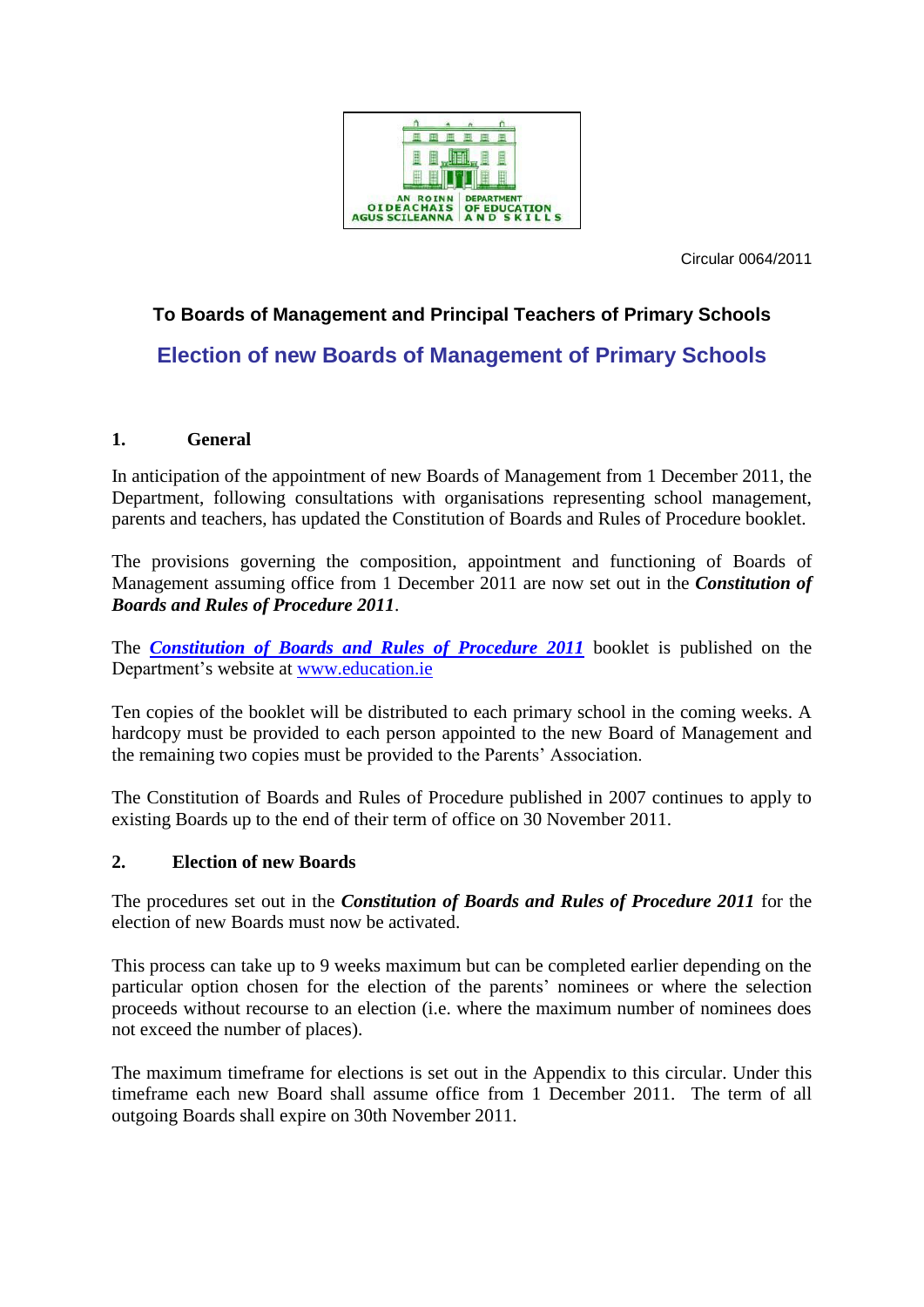AN ROINN OIDEACHAIS AGUS SCILEANNA | DEPARTMENT OF EDUCATION AND SKILLS

Circular 0064/2011

**To Boards of Management and Principal Teachers of Primary Schools**

# Election of new Boards of Management of Primary Schools

## 1. General

In anticipation of the appointment of new Boards of Management from 1 December 2011, the Department, following consultations with organisations representing school management, parents and teachers, has updated the Constitution of Boards and Rules of Procedure booklet.

The provisions governing the composition, appointment and functioning of Boards of Management assuming office from 1 December 2011 are now set out in the ***Constitution of Boards and Rules of Procedure 2011***.

The ***Constitution of Boards and Rules of Procedure 2011*** booklet is published on the Department's website at www.education.ie

Ten copies of the booklet will be distributed to each primary school in the coming weeks. A hardcopy must be provided to each person appointed to the new Board of Management and the remaining two copies must be provided to the Parents' Association.

The Constitution of Boards and Rules of Procedure published in 2007 continues to apply to existing Boards up to the end of their term of office on 30 November 2011.

## 2. Election of new Boards

The procedures set out in the ***Constitution of Boards and Rules of Procedure 2011*** for the election of new Boards must now be activated.

This process can take up to 9 weeks maximum but can be completed earlier depending on the particular option chosen for the election of the parents' nominees or where the selection proceeds without recourse to an election (i.e. where the maximum number of nominees does not exceed the number of places).

The maximum timeframe for elections is set out in the Appendix to this circular. Under this timeframe each new Board shall assume office from 1 December 2011. The term of all outgoing Boards shall expire on 30th November 2011.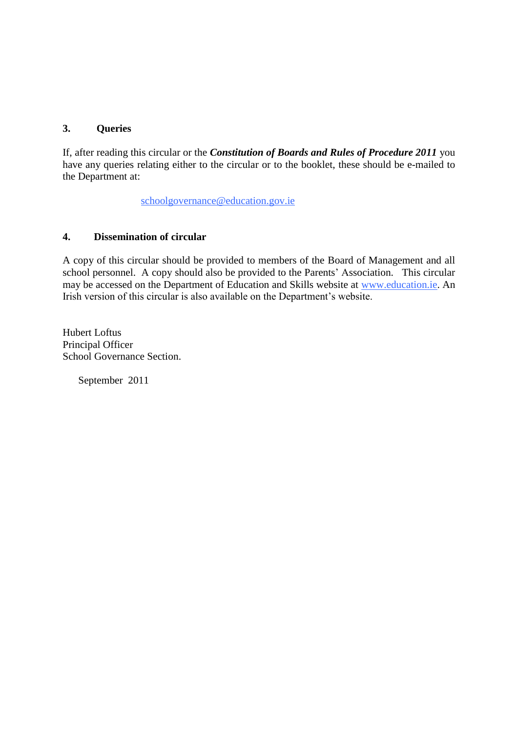## 3. Queries

If, after reading this circular or the ***Constitution of Boards and Rules of Procedure 2011*** you have any queries relating either to the circular or to the booklet, these should be e-mailed to the Department at:

schoolgovernance@education.gov.ie

## 4. Dissemination of circular

A copy of this circular should be provided to members of the Board of Management and all school personnel. A copy should also be provided to the Parents' Association. This circular may be accessed on the Department of Education and Skills website at www.education.ie. An Irish version of this circular is also available on the Department's website.

Hubert Loftus
Principal Officer
School Governance Section.

September 2011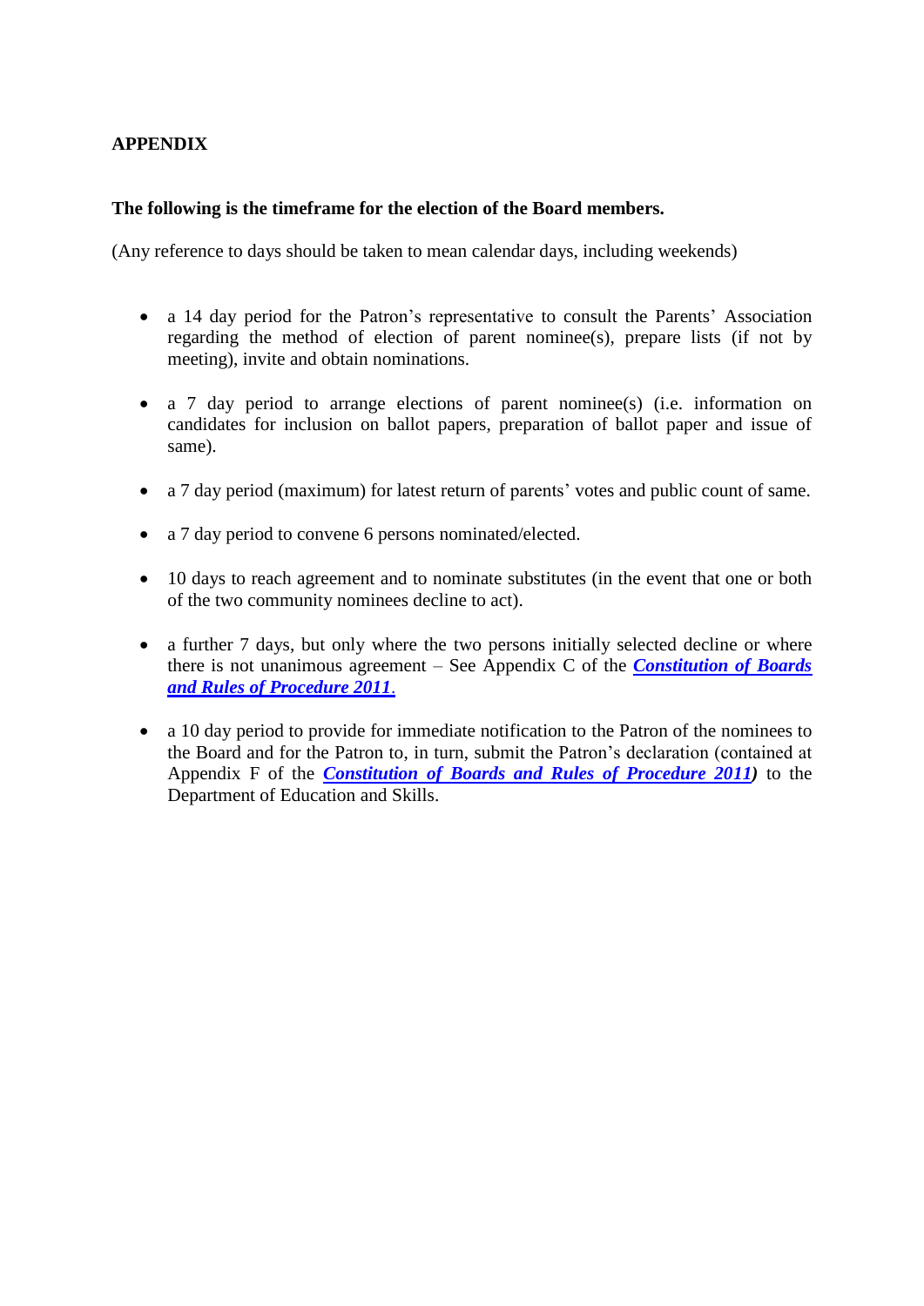**APPENDIX**

**The following is the timeframe for the election of the Board members.**

(Any reference to days should be taken to mean calendar days, including weekends)

- a 14 day period for the Patron's representative to consult the Parents' Association regarding the method of election of parent nominee(s), prepare lists (if not by meeting), invite and obtain nominations.

- a 7 day period to arrange elections of parent nominee(s) (i.e. information on candidates for inclusion on ballot papers, preparation of ballot paper and issue of same).

- a 7 day period (maximum) for latest return of parents' votes and public count of same.

- a 7 day period to convene 6 persons nominated/elected.

- 10 days to reach agreement and to nominate substitutes (in the event that one or both of the two community nominees decline to act).

- a further 7 days, but only where the two persons initially selected decline or where there is not unanimous agreement – See Appendix C of the ***Constitution of Boards and Rules of Procedure 2011***.

- a 10 day period to provide for immediate notification to the Patron of the nominees to the Board and for the Patron to, in turn, submit the Patron's declaration (contained at Appendix F of the ***Constitution of Boards and Rules of Procedure 2011)*** to the Department of Education and Skills.